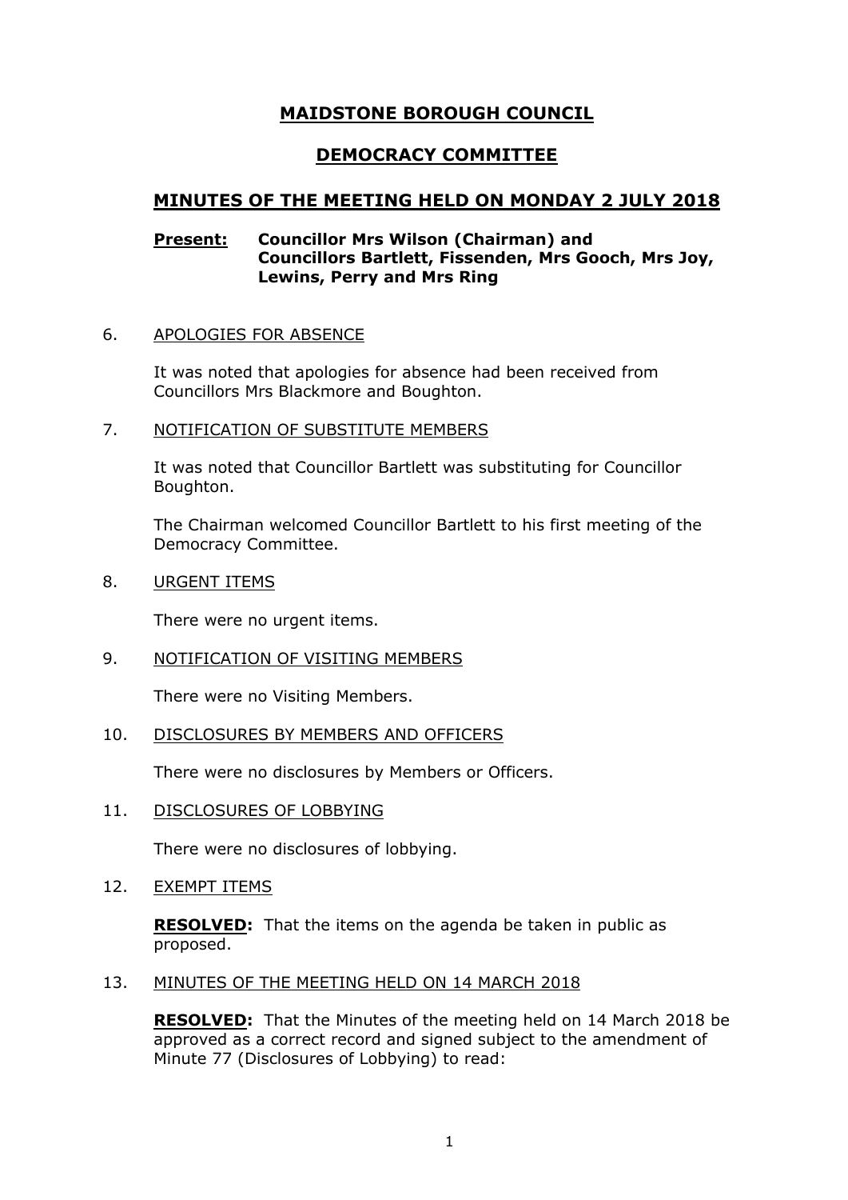# MAIDSTONE BOROUGH COUNCIL

## DEMOCRACY COMMITTEE

## MINUTES OF THE MEETING HELD ON MONDAY 2 JULY 2018

**Present:** **Councillor Mrs Wilson (Chairman) and Councillors Bartlett, Fissenden, Mrs Gooch, Mrs Joy, Lewins, Perry and Mrs Ring**

6. APOLOGIES FOR ABSENCE

   It was noted that apologies for absence had been received from Councillors Mrs Blackmore and Boughton.

7. NOTIFICATION OF SUBSTITUTE MEMBERS

   It was noted that Councillor Bartlett was substituting for Councillor Boughton.

   The Chairman welcomed Councillor Bartlett to his first meeting of the Democracy Committee.

8. URGENT ITEMS

   There were no urgent items.

9. NOTIFICATION OF VISITING MEMBERS

   There were no Visiting Members.

10. DISCLOSURES BY MEMBERS AND OFFICERS

    There were no disclosures by Members or Officers.

11. DISCLOSURES OF LOBBYING

    There were no disclosures of lobbying.

12. EXEMPT ITEMS

    **RESOLVED:** That the items on the agenda be taken in public as proposed.

13. MINUTES OF THE MEETING HELD ON 14 MARCH 2018

    **RESOLVED:** That the Minutes of the meeting held on 14 March 2018 be approved as a correct record and signed subject to the amendment of Minute 77 (Disclosures of Lobbying) to read: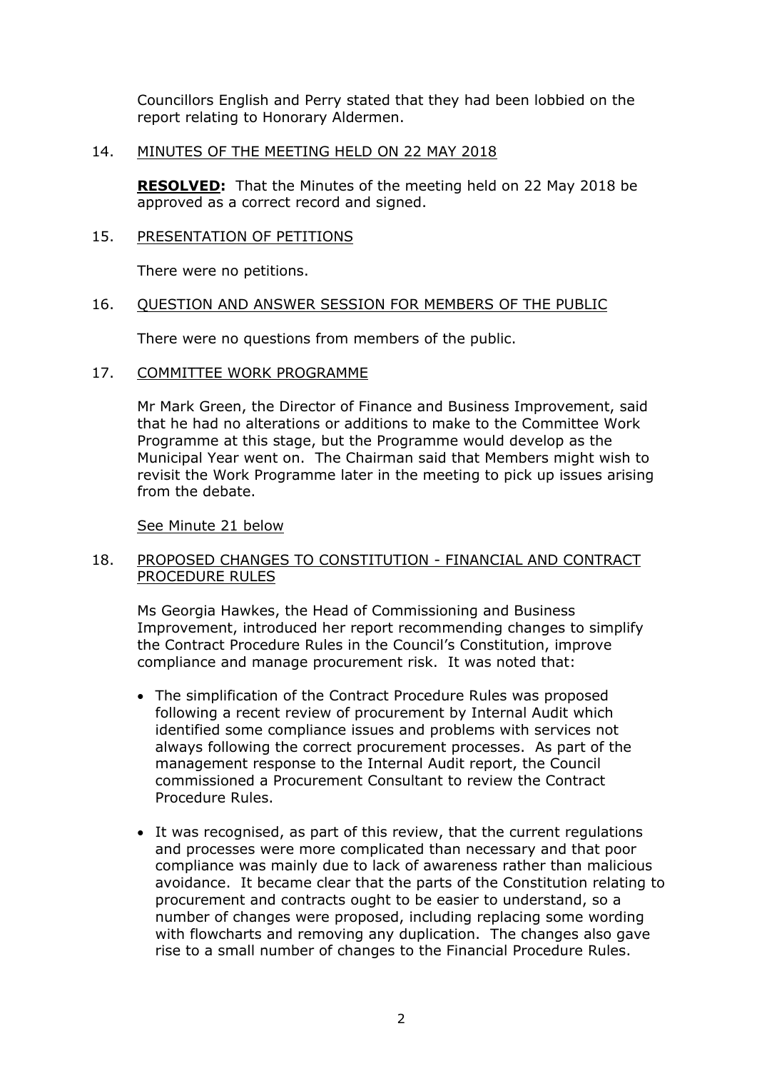Councillors English and Perry stated that they had been lobbied on the report relating to Honorary Aldermen.

14. MINUTES OF THE MEETING HELD ON 22 MAY 2018

**RESOLVED:** That the Minutes of the meeting held on 22 May 2018 be approved as a correct record and signed.

15. PRESENTATION OF PETITIONS

There were no petitions.

16. QUESTION AND ANSWER SESSION FOR MEMBERS OF THE PUBLIC

There were no questions from members of the public.

17. COMMITTEE WORK PROGRAMME

Mr Mark Green, the Director of Finance and Business Improvement, said that he had no alterations or additions to make to the Committee Work Programme at this stage, but the Programme would develop as the Municipal Year went on. The Chairman said that Members might wish to revisit the Work Programme later in the meeting to pick up issues arising from the debate.

See Minute 21 below

18. PROPOSED CHANGES TO CONSTITUTION - FINANCIAL AND CONTRACT PROCEDURE RULES

Ms Georgia Hawkes, the Head of Commissioning and Business Improvement, introduced her report recommending changes to simplify the Contract Procedure Rules in the Council's Constitution, improve compliance and manage procurement risk. It was noted that:

- The simplification of the Contract Procedure Rules was proposed following a recent review of procurement by Internal Audit which identified some compliance issues and problems with services not always following the correct procurement processes. As part of the management response to the Internal Audit report, the Council commissioned a Procurement Consultant to review the Contract Procedure Rules.
- It was recognised, as part of this review, that the current regulations and processes were more complicated than necessary and that poor compliance was mainly due to lack of awareness rather than malicious avoidance. It became clear that the parts of the Constitution relating to procurement and contracts ought to be easier to understand, so a number of changes were proposed, including replacing some wording with flowcharts and removing any duplication. The changes also gave rise to a small number of changes to the Financial Procedure Rules.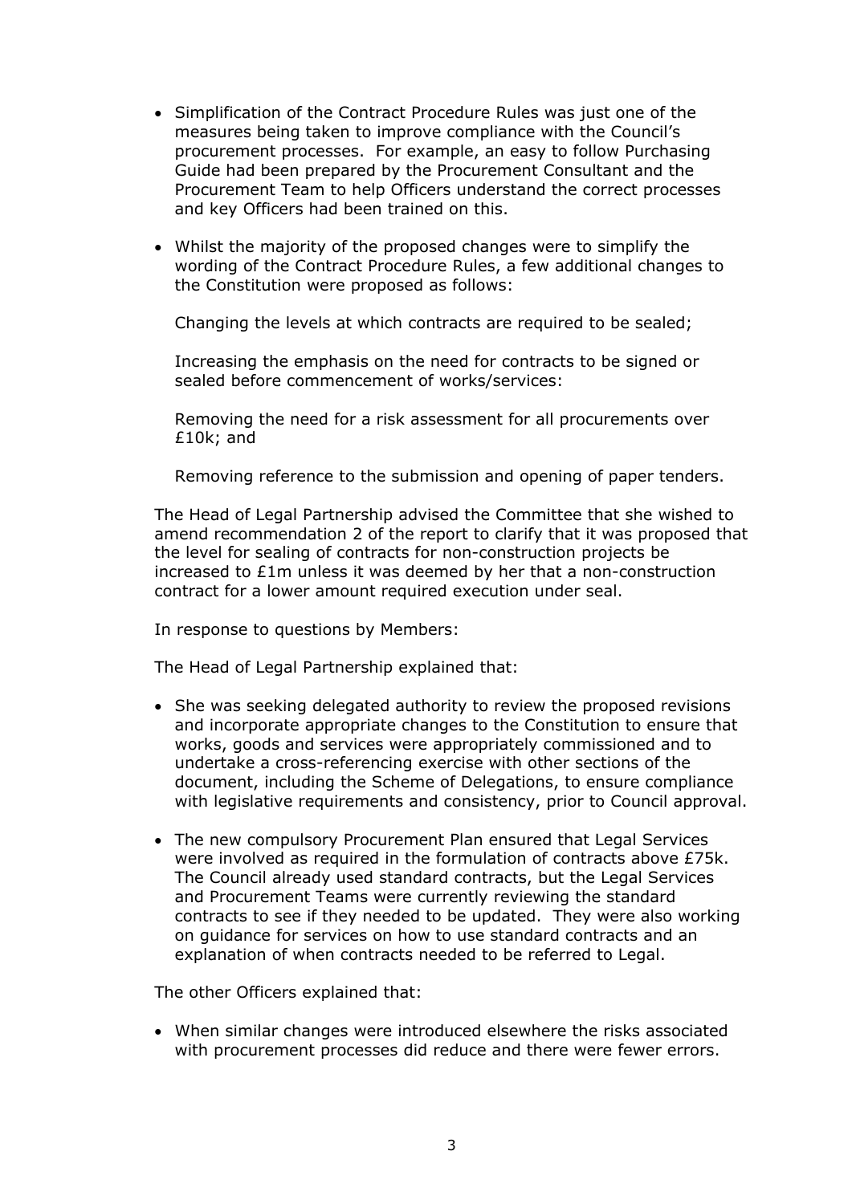- Simplification of the Contract Procedure Rules was just one of the measures being taken to improve compliance with the Council's procurement processes. For example, an easy to follow Purchasing Guide had been prepared by the Procurement Consultant and the Procurement Team to help Officers understand the correct processes and key Officers had been trained on this.

- Whilst the majority of the proposed changes were to simplify the wording of the Contract Procedure Rules, a few additional changes to the Constitution were proposed as follows:

  Changing the levels at which contracts are required to be sealed;

  Increasing the emphasis on the need for contracts to be signed or sealed before commencement of works/services:

  Removing the need for a risk assessment for all procurements over £10k; and

  Removing reference to the submission and opening of paper tenders.

The Head of Legal Partnership advised the Committee that she wished to amend recommendation 2 of the report to clarify that it was proposed that the level for sealing of contracts for non-construction projects be increased to £1m unless it was deemed by her that a non-construction contract for a lower amount required execution under seal.

In response to questions by Members:

The Head of Legal Partnership explained that:

- She was seeking delegated authority to review the proposed revisions and incorporate appropriate changes to the Constitution to ensure that works, goods and services were appropriately commissioned and to undertake a cross-referencing exercise with other sections of the document, including the Scheme of Delegations, to ensure compliance with legislative requirements and consistency, prior to Council approval.

- The new compulsory Procurement Plan ensured that Legal Services were involved as required in the formulation of contracts above £75k. The Council already used standard contracts, but the Legal Services and Procurement Teams were currently reviewing the standard contracts to see if they needed to be updated. They were also working on guidance for services on how to use standard contracts and an explanation of when contracts needed to be referred to Legal.

The other Officers explained that:

- When similar changes were introduced elsewhere the risks associated with procurement processes did reduce and there were fewer errors.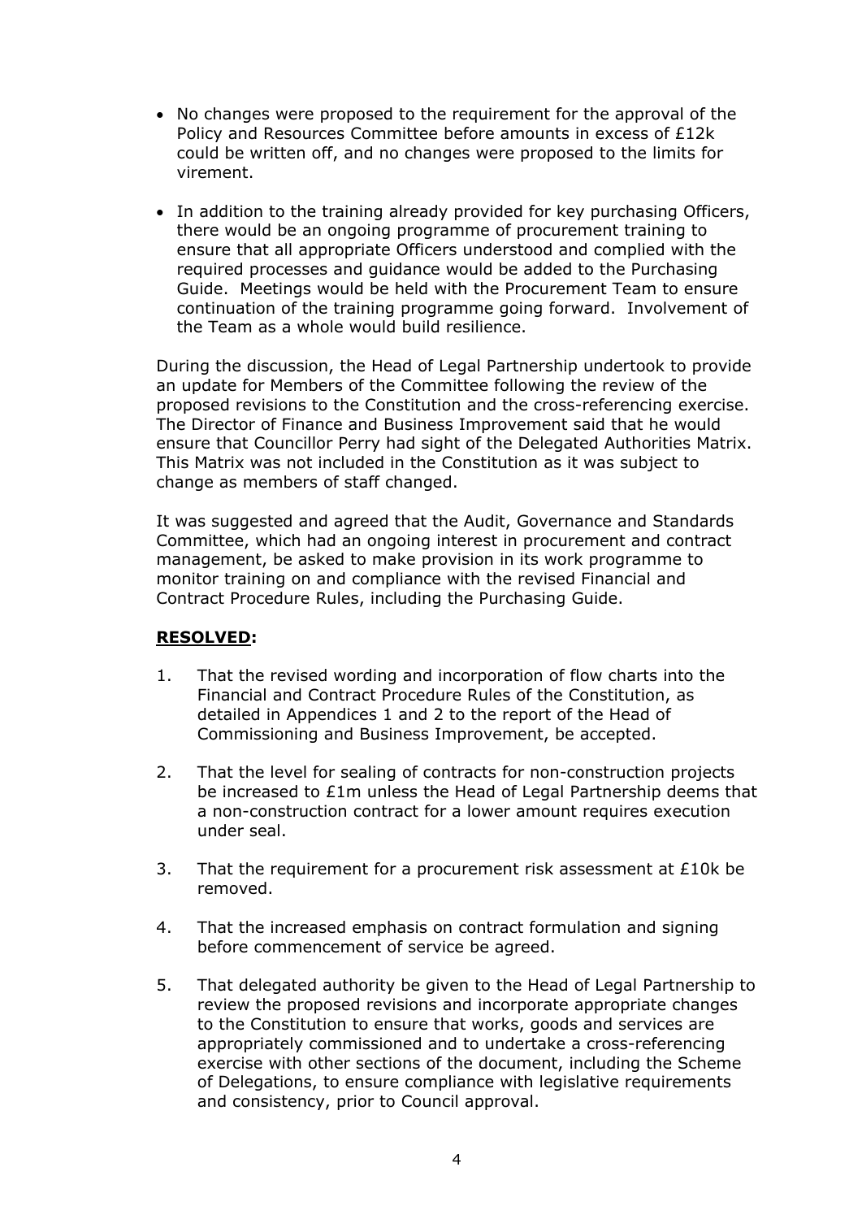- No changes were proposed to the requirement for the approval of the Policy and Resources Committee before amounts in excess of £12k could be written off, and no changes were proposed to the limits for virement.

- In addition to the training already provided for key purchasing Officers, there would be an ongoing programme of procurement training to ensure that all appropriate Officers understood and complied with the required processes and guidance would be added to the Purchasing Guide. Meetings would be held with the Procurement Team to ensure continuation of the training programme going forward. Involvement of the Team as a whole would build resilience.

During the discussion, the Head of Legal Partnership undertook to provide an update for Members of the Committee following the review of the proposed revisions to the Constitution and the cross-referencing exercise. The Director of Finance and Business Improvement said that he would ensure that Councillor Perry had sight of the Delegated Authorities Matrix. This Matrix was not included in the Constitution as it was subject to change as members of staff changed.

It was suggested and agreed that the Audit, Governance and Standards Committee, which had an ongoing interest in procurement and contract management, be asked to make provision in its work programme to monitor training on and compliance with the revised Financial and Contract Procedure Rules, including the Purchasing Guide.

**RESOLVED:**

1. That the revised wording and incorporation of flow charts into the Financial and Contract Procedure Rules of the Constitution, as detailed in Appendices 1 and 2 to the report of the Head of Commissioning and Business Improvement, be accepted.

2. That the level for sealing of contracts for non-construction projects be increased to £1m unless the Head of Legal Partnership deems that a non-construction contract for a lower amount requires execution under seal.

3. That the requirement for a procurement risk assessment at £10k be removed.

4. That the increased emphasis on contract formulation and signing before commencement of service be agreed.

5. That delegated authority be given to the Head of Legal Partnership to review the proposed revisions and incorporate appropriate changes to the Constitution to ensure that works, goods and services are appropriately commissioned and to undertake a cross-referencing exercise with other sections of the document, including the Scheme of Delegations, to ensure compliance with legislative requirements and consistency, prior to Council approval.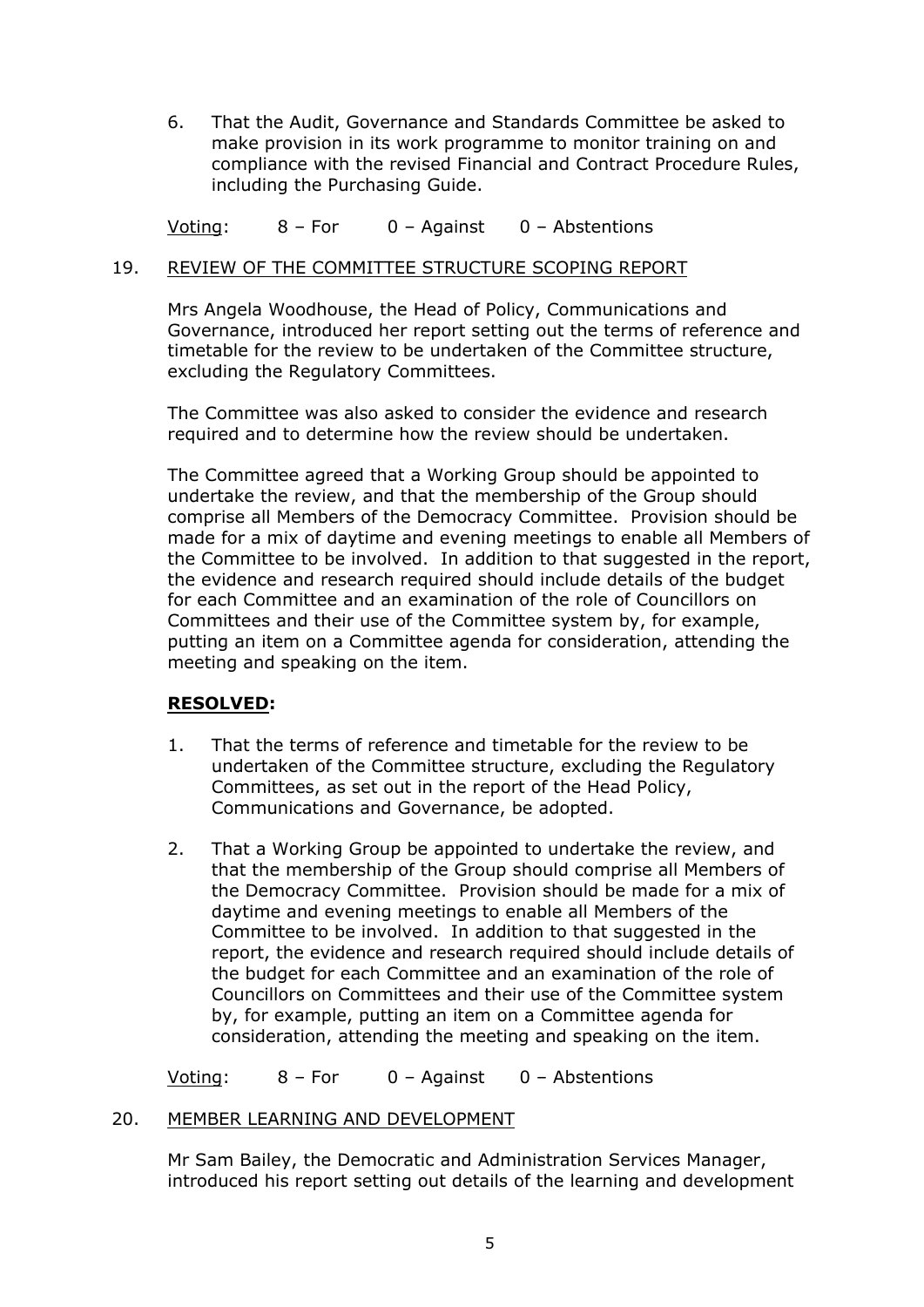6. That the Audit, Governance and Standards Committee be asked to make provision in its work programme to monitor training on and compliance with the revised Financial and Contract Procedure Rules, including the Purchasing Guide.

Voting: 8 – For 0 – Against 0 – Abstentions

19. REVIEW OF THE COMMITTEE STRUCTURE SCOPING REPORT

Mrs Angela Woodhouse, the Head of Policy, Communications and Governance, introduced her report setting out the terms of reference and timetable for the review to be undertaken of the Committee structure, excluding the Regulatory Committees.

The Committee was also asked to consider the evidence and research required and to determine how the review should be undertaken.

The Committee agreed that a Working Group should be appointed to undertake the review, and that the membership of the Group should comprise all Members of the Democracy Committee. Provision should be made for a mix of daytime and evening meetings to enable all Members of the Committee to be involved. In addition to that suggested in the report, the evidence and research required should include details of the budget for each Committee and an examination of the role of Councillors on Committees and their use of the Committee system by, for example, putting an item on a Committee agenda for consideration, attending the meeting and speaking on the item.

**RESOLVED:**

1. That the terms of reference and timetable for the review to be undertaken of the Committee structure, excluding the Regulatory Committees, as set out in the report of the Head Policy, Communications and Governance, be adopted.

2. That a Working Group be appointed to undertake the review, and that the membership of the Group should comprise all Members of the Democracy Committee. Provision should be made for a mix of daytime and evening meetings to enable all Members of the Committee to be involved. In addition to that suggested in the report, the evidence and research required should include details of the budget for each Committee and an examination of the role of Councillors on Committees and their use of the Committee system by, for example, putting an item on a Committee agenda for consideration, attending the meeting and speaking on the item.

Voting: 8 – For 0 – Against 0 – Abstentions

20. MEMBER LEARNING AND DEVELOPMENT

Mr Sam Bailey, the Democratic and Administration Services Manager, introduced his report setting out details of the learning and development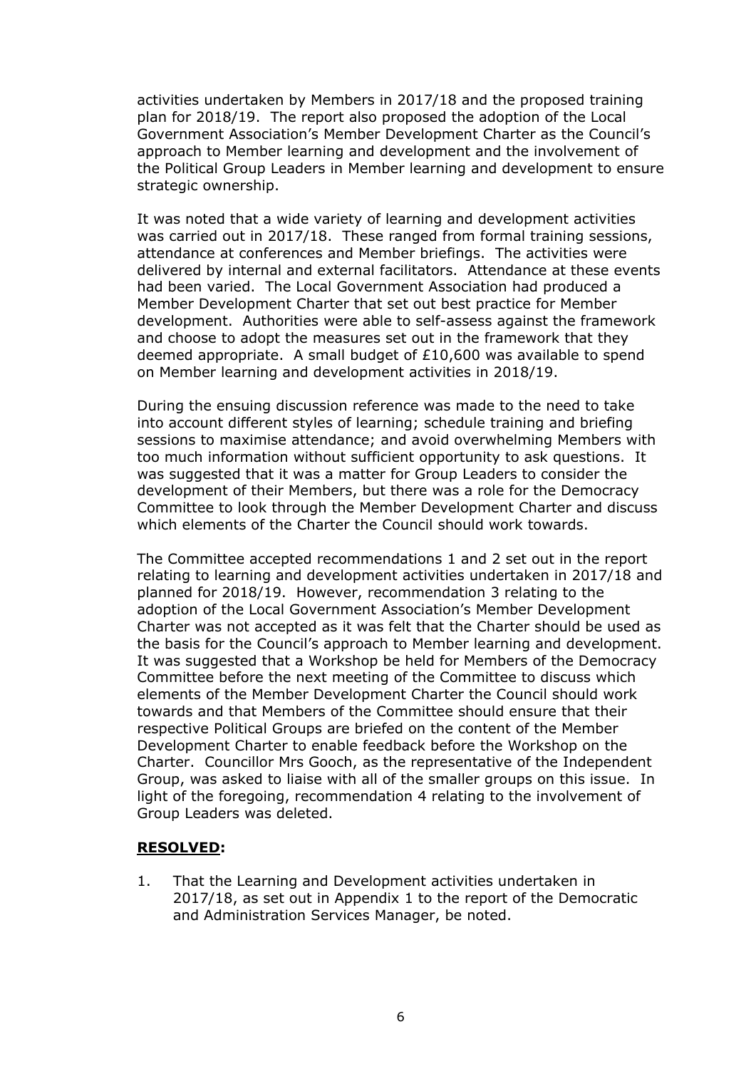activities undertaken by Members in 2017/18 and the proposed training plan for 2018/19. The report also proposed the adoption of the Local Government Association's Member Development Charter as the Council's approach to Member learning and development and the involvement of the Political Group Leaders in Member learning and development to ensure strategic ownership.

It was noted that a wide variety of learning and development activities was carried out in 2017/18. These ranged from formal training sessions, attendance at conferences and Member briefings. The activities were delivered by internal and external facilitators. Attendance at these events had been varied. The Local Government Association had produced a Member Development Charter that set out best practice for Member development. Authorities were able to self-assess against the framework and choose to adopt the measures set out in the framework that they deemed appropriate. A small budget of £10,600 was available to spend on Member learning and development activities in 2018/19.

During the ensuing discussion reference was made to the need to take into account different styles of learning; schedule training and briefing sessions to maximise attendance; and avoid overwhelming Members with too much information without sufficient opportunity to ask questions. It was suggested that it was a matter for Group Leaders to consider the development of their Members, but there was a role for the Democracy Committee to look through the Member Development Charter and discuss which elements of the Charter the Council should work towards.

The Committee accepted recommendations 1 and 2 set out in the report relating to learning and development activities undertaken in 2017/18 and planned for 2018/19. However, recommendation 3 relating to the adoption of the Local Government Association's Member Development Charter was not accepted as it was felt that the Charter should be used as the basis for the Council's approach to Member learning and development. It was suggested that a Workshop be held for Members of the Democracy Committee before the next meeting of the Committee to discuss which elements of the Member Development Charter the Council should work towards and that Members of the Committee should ensure that their respective Political Groups are briefed on the content of the Member Development Charter to enable feedback before the Workshop on the Charter. Councillor Mrs Gooch, as the representative of the Independent Group, was asked to liaise with all of the smaller groups on this issue. In light of the foregoing, recommendation 4 relating to the involvement of Group Leaders was deleted.

**RESOLVED:**

1. That the Learning and Development activities undertaken in 2017/18, as set out in Appendix 1 to the report of the Democratic and Administration Services Manager, be noted.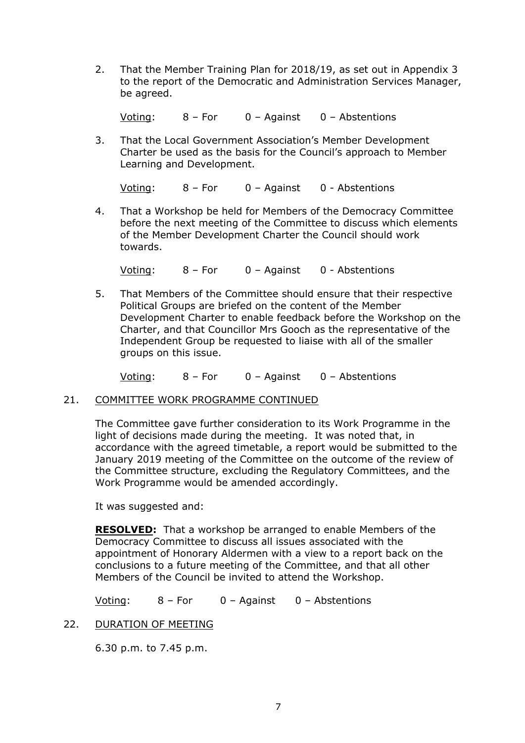2. That the Member Training Plan for 2018/19, as set out in Appendix 3 to the report of the Democratic and Administration Services Manager, be agreed.

   Voting: 8 – For 0 – Against 0 – Abstentions

3. That the Local Government Association's Member Development Charter be used as the basis for the Council's approach to Member Learning and Development.

   Voting: 8 – For 0 – Against 0 - Abstentions

4. That a Workshop be held for Members of the Democracy Committee before the next meeting of the Committee to discuss which elements of the Member Development Charter the Council should work towards.

   Voting: 8 – For 0 – Against 0 - Abstentions

5. That Members of the Committee should ensure that their respective Political Groups are briefed on the content of the Member Development Charter to enable feedback before the Workshop on the Charter, and that Councillor Mrs Gooch as the representative of the Independent Group be requested to liaise with all of the smaller groups on this issue.

   Voting: 8 – For 0 – Against 0 – Abstentions

21. COMMITTEE WORK PROGRAMME CONTINUED

The Committee gave further consideration to its Work Programme in the light of decisions made during the meeting. It was noted that, in accordance with the agreed timetable, a report would be submitted to the January 2019 meeting of the Committee on the outcome of the review of the Committee structure, excluding the Regulatory Committees, and the Work Programme would be amended accordingly.

It was suggested and:

**RESOLVED:** That a workshop be arranged to enable Members of the Democracy Committee to discuss all issues associated with the appointment of Honorary Aldermen with a view to a report back on the conclusions to a future meeting of the Committee, and that all other Members of the Council be invited to attend the Workshop.

Voting: 8 – For 0 – Against 0 – Abstentions

22. DURATION OF MEETING

6.30 p.m. to 7.45 p.m.